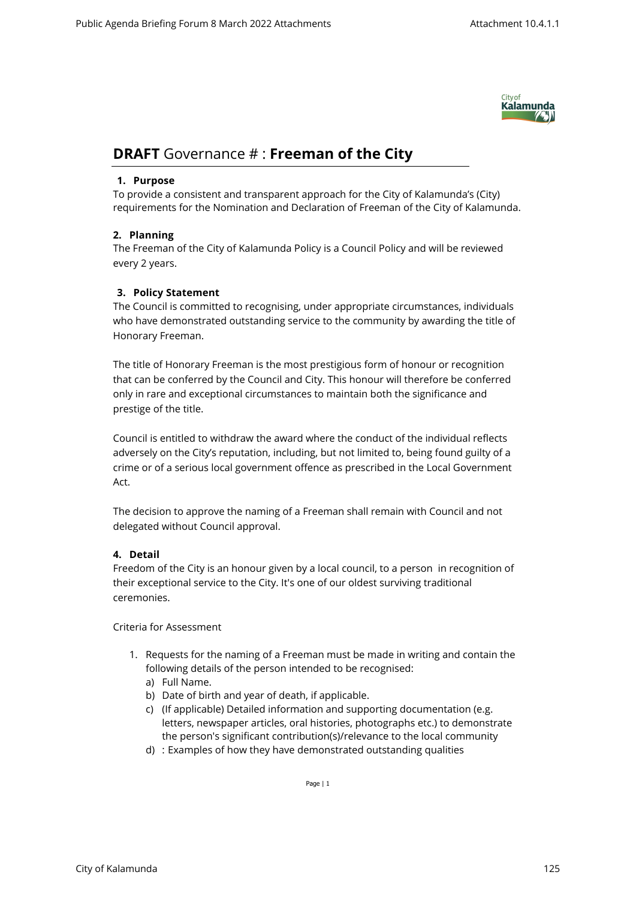# **DRAFT** Governance # : **Freeman of the City**

### 1. Purpose

To provide a consistent and transparent approach for the City of Kalamunda's (City) requirements for the Nomination and Declaration of Freeman of the City of Kalamunda.

### 2. Planning

The Freeman of the City of Kalamunda Policy is a Council Policy and will be reviewed every 2 years.

### 3. Policy Statement

The Council is committed to recognising, under appropriate circumstances, individuals who have demonstrated outstanding service to the community by awarding the title of Honorary Freeman.

The title of Honorary Freeman is the most prestigious form of honour or recognition that can be conferred by the Council and City. This honour will therefore be conferred only in rare and exceptional circumstances to maintain both the significance and prestige of the title.

Council is entitled to withdraw the award where the conduct of the individual reflects adversely on the City's reputation, including, but not limited to, being found guilty of a crime or of a serious local government offence as prescribed in the Local Government Act.

The decision to approve the naming of a Freeman shall remain with Council and not delegated without Council approval.

### 4. Detail

Freedom of the City is an honour given by a local council, to a person in recognition of their exceptional service to the City. It's one of our oldest surviving traditional ceremonies.

Criteria for Assessment

1. Requests for the naming of a Freeman must be made in writing and contain the following details of the person intended to be recognised:
   a) Full Name.
   b) Date of birth and year of death, if applicable.
   c) (If applicable) Detailed information and supporting documentation (e.g. letters, newspaper articles, oral histories, photographs etc.) to demonstrate the person's significant contribution(s)/relevance to the local community
   d) : Examples of how they have demonstrated outstanding qualities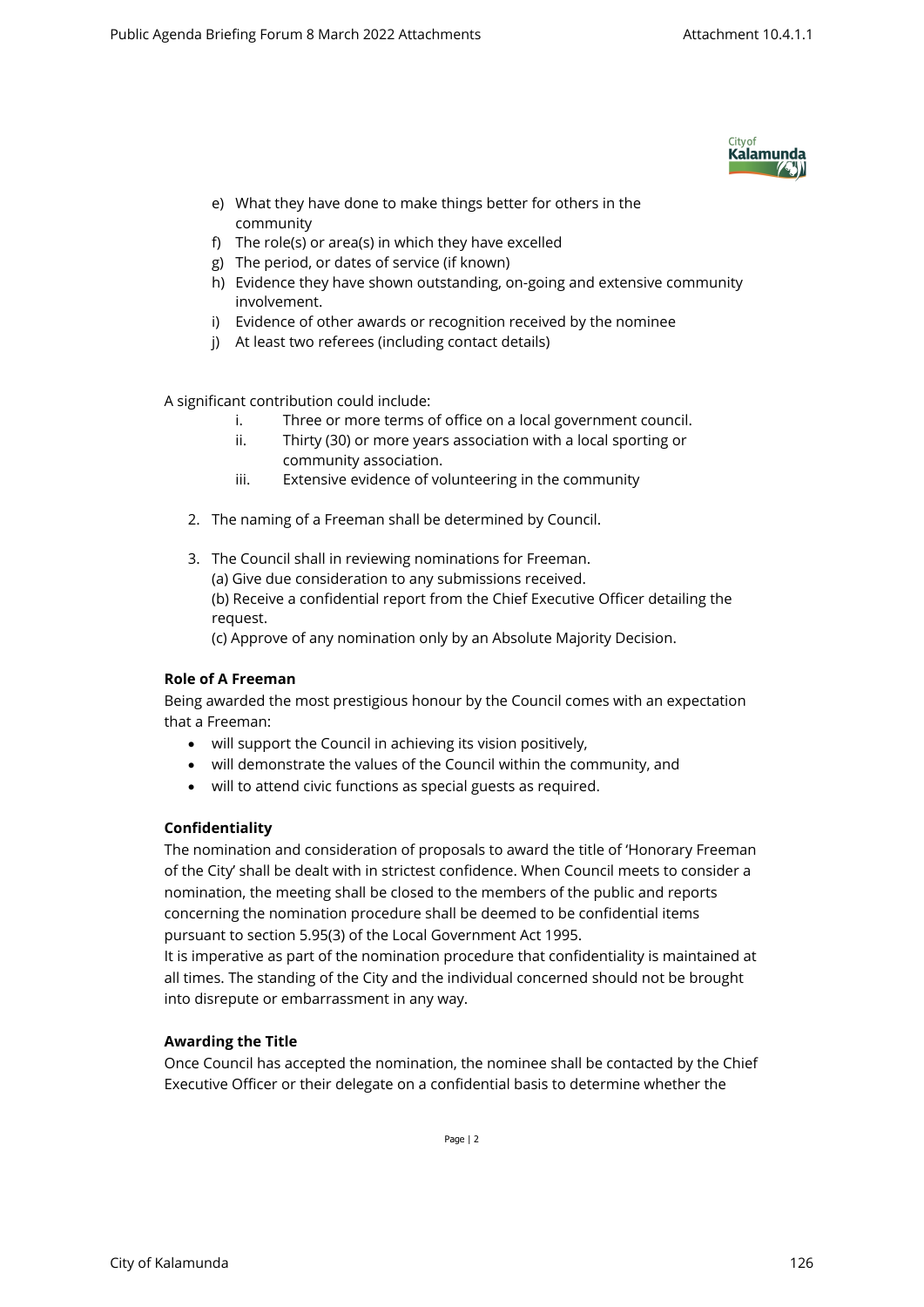e) What they have done to make things better for others in the community
f) The role(s) or area(s) in which they have excelled
g) The period, or dates of service (if known)
h) Evidence they have shown outstanding, on-going and extensive community involvement.
i) Evidence of other awards or recognition received by the nominee
j) At least two referees (including contact details)

A significant contribution could include:

i. Three or more terms of office on a local government council.
ii. Thirty (30) or more years association with a local sporting or community association.
iii. Extensive evidence of volunteering in the community

2. The naming of a Freeman shall be determined by Council.

3. The Council shall in reviewing nominations for Freeman.
(a) Give due consideration to any submissions received.
(b) Receive a confidential report from the Chief Executive Officer detailing the request.
(c) Approve of any nomination only by an Absolute Majority Decision.

**Role of A Freeman**

Being awarded the most prestigious honour by the Council comes with an expectation that a Freeman:

- will support the Council in achieving its vision positively,
- will demonstrate the values of the Council within the community, and
- will to attend civic functions as special guests as required.

**Confidentiality**

The nomination and consideration of proposals to award the title of 'Honorary Freeman of the City' shall be dealt with in strictest confidence. When Council meets to consider a nomination, the meeting shall be closed to the members of the public and reports concerning the nomination procedure shall be deemed to be confidential items pursuant to section 5.95(3) of the Local Government Act 1995.

It is imperative as part of the nomination procedure that confidentiality is maintained at all times. The standing of the City and the individual concerned should not be brought into disrepute or embarrassment in any way.

**Awarding the Title**

Once Council has accepted the nomination, the nominee shall be contacted by the Chief Executive Officer or their delegate on a confidential basis to determine whether the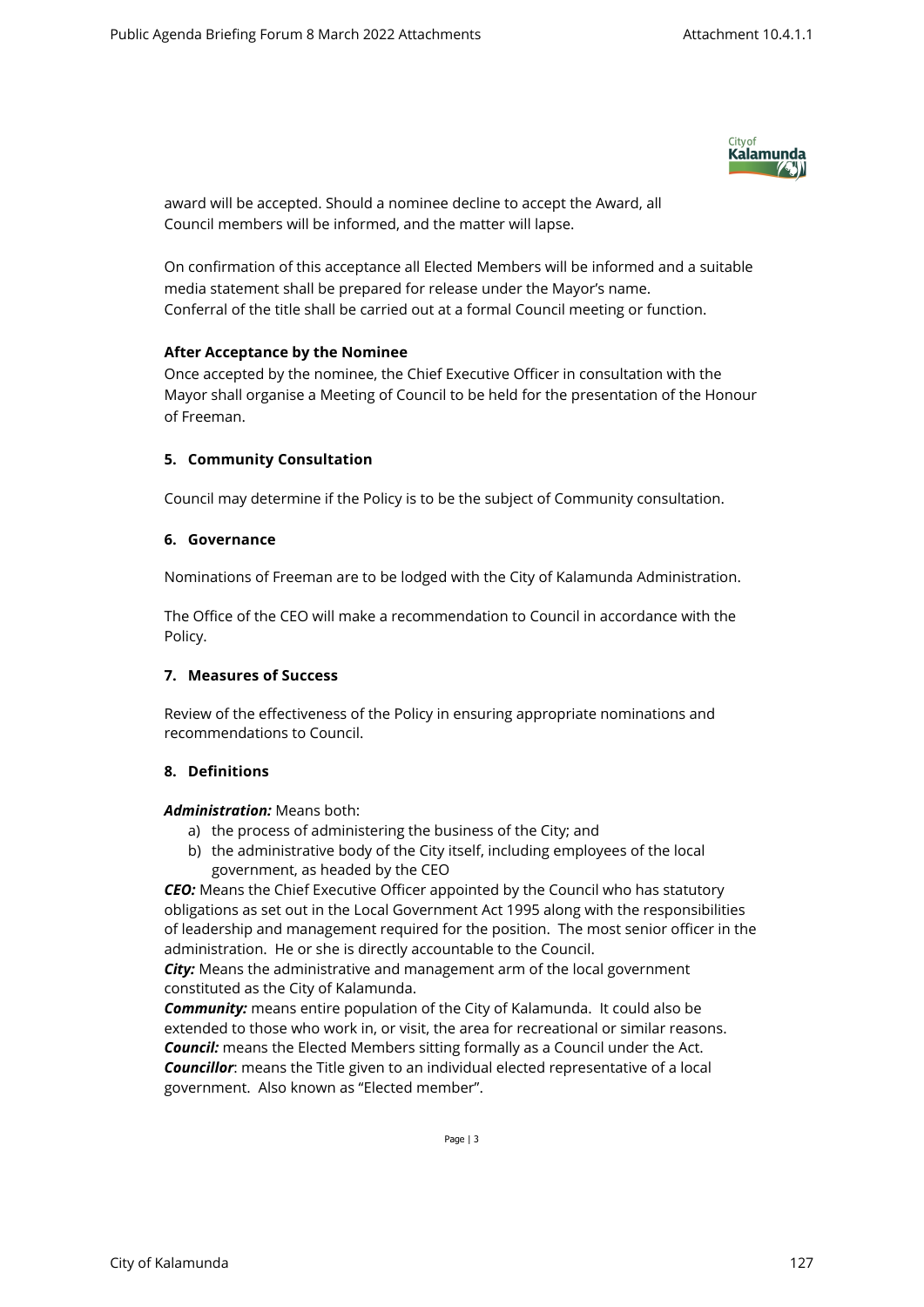award will be accepted. Should a nominee decline to accept the Award, all Council members will be informed, and the matter will lapse.

On confirmation of this acceptance all Elected Members will be informed and a suitable media statement shall be prepared for release under the Mayor's name. Conferral of the title shall be carried out at a formal Council meeting or function.

**After Acceptance by the Nominee**

Once accepted by the nominee, the Chief Executive Officer in consultation with the Mayor shall organise a Meeting of Council to be held for the presentation of the Honour of Freeman.

## 5. Community Consultation

Council may determine if the Policy is to be the subject of Community consultation.

## 6. Governance

Nominations of Freeman are to be lodged with the City of Kalamunda Administration.

The Office of the CEO will make a recommendation to Council in accordance with the Policy.

## 7. Measures of Success

Review of the effectiveness of the Policy in ensuring appropriate nominations and recommendations to Council.

## 8. Definitions

***Administration:*** Means both:

a) the process of administering the business of the City; and
b) the administrative body of the City itself, including employees of the local government, as headed by the CEO

***CEO:*** Means the Chief Executive Officer appointed by the Council who has statutory obligations as set out in the Local Government Act 1995 along with the responsibilities of leadership and management required for the position. The most senior officer in the administration. He or she is directly accountable to the Council.

***City:*** Means the administrative and management arm of the local government constituted as the City of Kalamunda.

***Community:*** means entire population of the City of Kalamunda. It could also be extended to those who work in, or visit, the area for recreational or similar reasons.

***Council:*** means the Elected Members sitting formally as a Council under the Act.

***Councillor***: means the Title given to an individual elected representative of a local government. Also known as "Elected member".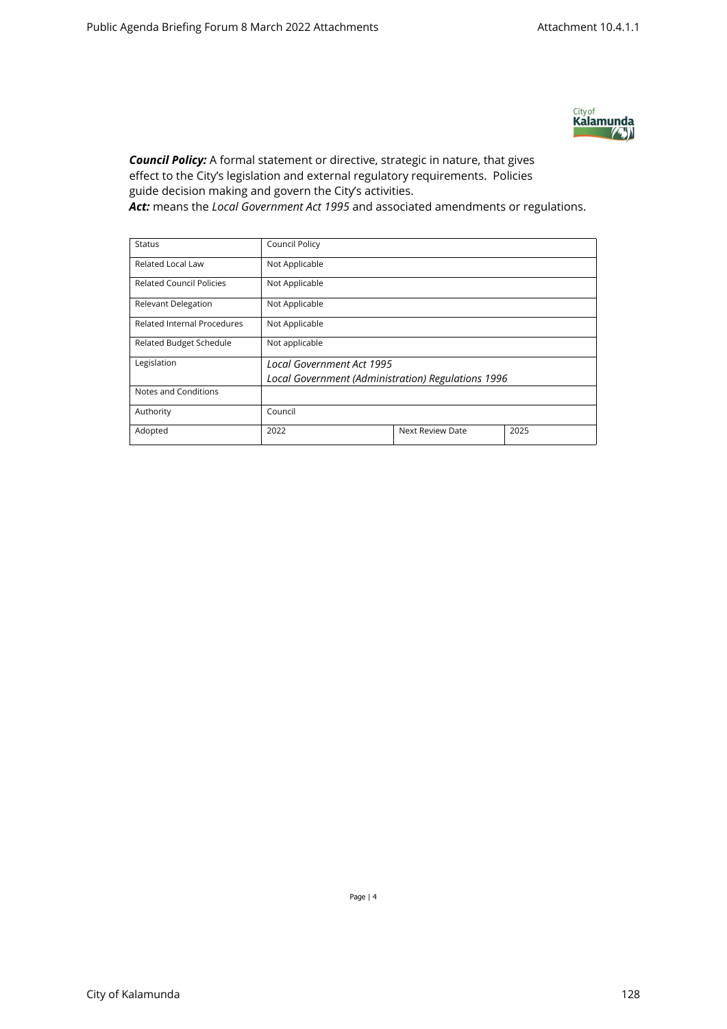***Council Policy:*** A formal statement or directive, strategic in nature, that gives effect to the City's legislation and external regulatory requirements. Policies guide decision making and govern the City's activities.
***Act:*** means the *Local Government Act 1995* and associated amendments or regulations.

| | | | |
|---|---|---|---|
| Status | Council Policy | | |
| Related Local Law | Not Applicable | | |
| Related Council Policies | Not Applicable | | |
| Relevant Delegation | Not Applicable | | |
| Related Internal Procedures | Not Applicable | | |
| Related Budget Schedule | Not applicable | | |
| Legislation | *Local Government Act 1995*<br>*Local Government (Administration) Regulations 1996* | | |
| Notes and Conditions | | | |
| Authority | Council | | |
| Adopted | 2022 | Next Review Date | 2025 |